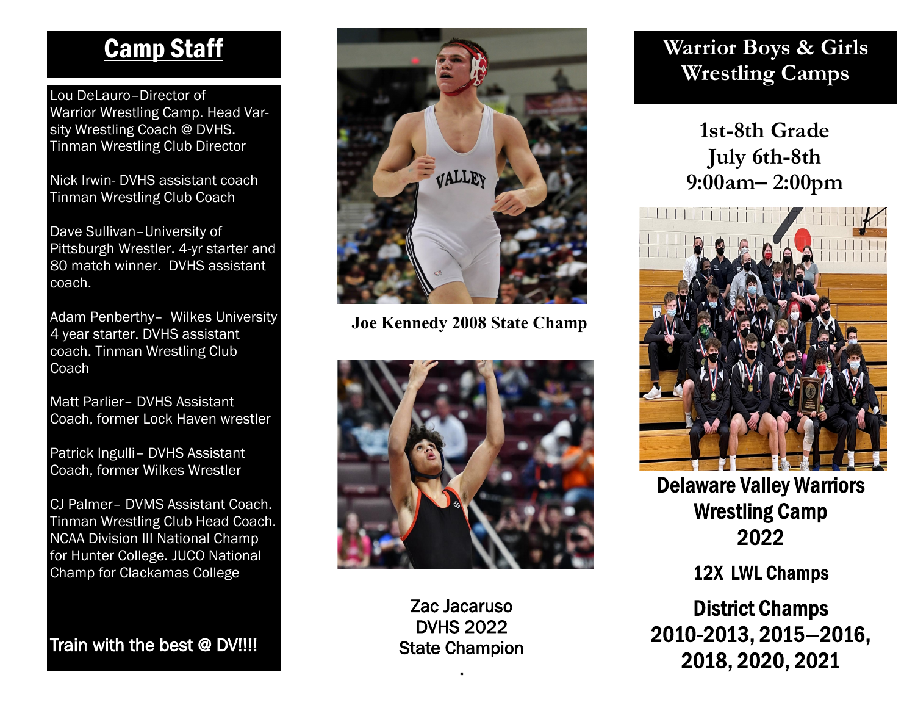## Camp Staff

Lou DeLauro–Director of Warrior Wrestling Camp. Head Varsity Wrestling Coach @ DVHS. Tinman Wrestling Club Director

Nick Irwin- DVHS assistant coach Tinman Wrestling Club Coach

Dave Sullivan–University of Pittsburgh Wrestler. 4-yr starter and 80 match winner. DVHS assistant coach.

Adam Penberthy– Wilkes University 4 year starter. DVHS assistant coach. Tinman Wrestling Club Coach

Matt Parlier– DVHS Assistant Coach, former Lock Haven wrestler

Patrick Ingulli– DVHS Assistant Coach, former Wilkes Wrestler

CJ Palmer– DVMS Assistant Coach. Tinman Wrestling Club Head Coach. NCAA Division III National Champ for Hunter College. JUCO National Champ for Clackamas College

Train with the best @ DV!!!!

**Joe Kennedy 2008 State Champ**

Zac Jacaruso
DVHS 2022
State Champion

## Warrior Boys & Girls Wrestling Camps

**1st-8th Grade**
**July 6th-8th**
**9:00am– 2:00pm**

**Delaware Valley Warriors Wrestling Camp 2022**

**12X LWL Champs**

**District Champs 2010-2013, 2015—2016, 2018, 2020, 2021**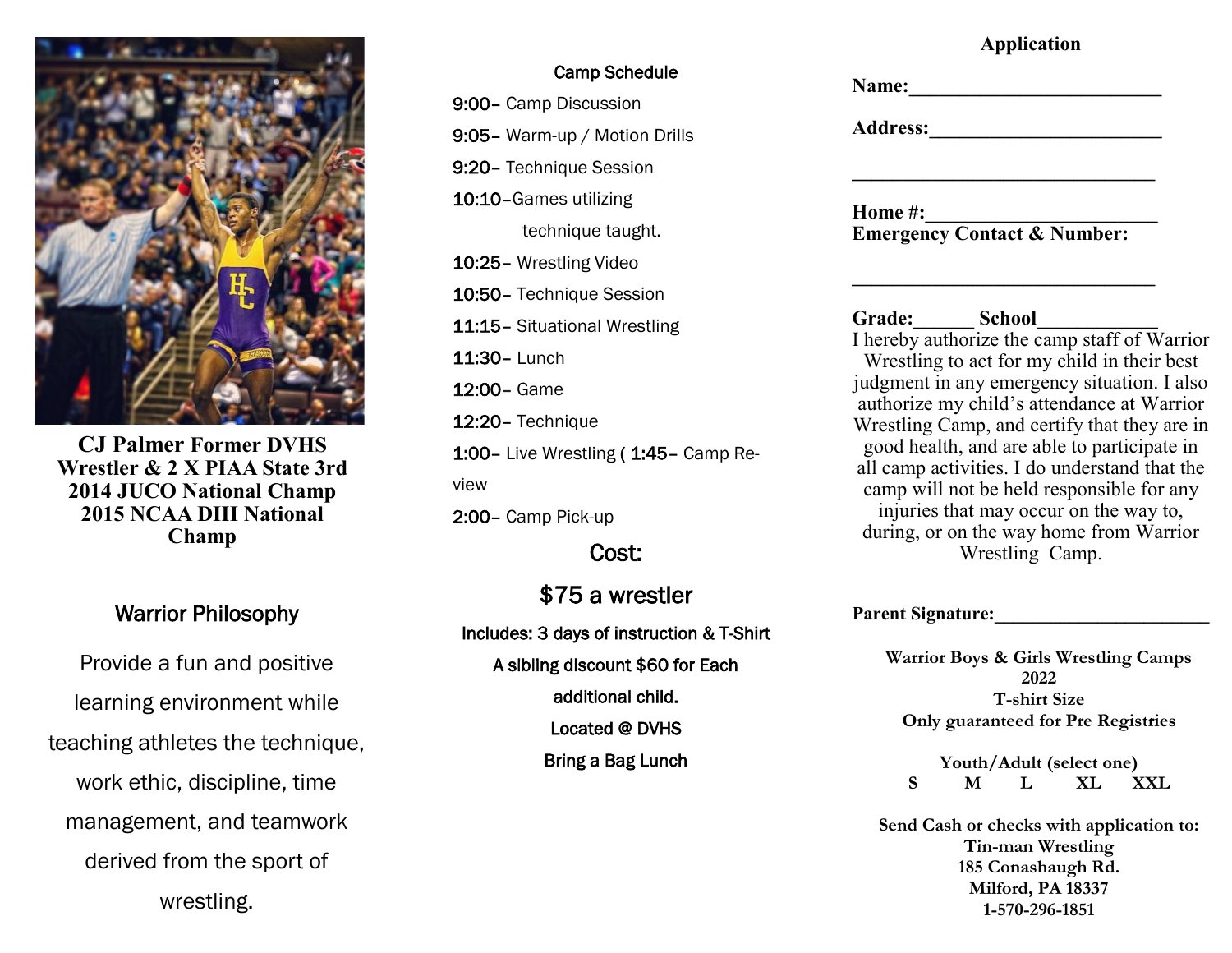**CJ Palmer Former DVHS Wrestler & 2 X PIAA State 3rd 2014 JUCO National Champ 2015 NCAA DIII National Champ**

## Warrior Philosophy

Provide a fun and positive learning environment while teaching athletes the technique, work ethic, discipline, time management, and teamwork derived from the sport of wrestling.

## Camp Schedule

9:00– Camp Discussion

9:05– Warm-up / Motion Drills

9:20– Technique Session

10:10–Games utilizing technique taught.

10:25– Wrestling Video

10:50– Technique Session

11:15– Situational Wrestling

11:30– Lunch

12:00– Game

12:20– Technique

1:00– Live Wrestling ( 1:45– Camp Re-view

2:00– Camp Pick-up

## Cost:

## $75 a wrestler

**Includes: 3 days of instruction & T-Shirt**

**A sibling discount $60 for Each additional child.**

**Located @ DVHS**

**Bring a Bag Lunch**

## Application

**Name:**_________________________

**Address:**________________________

______________________________

**Home #:**_______________________

**Emergency Contact & Number:**

______________________________

**Grade:**______ **School**____________

I hereby authorize the camp staff of Warrior Wrestling to act for my child in their best judgment in any emergency situation. I also authorize my child's attendance at Warrior Wrestling Camp, and certify that they are in good health, and are able to participate in all camp activities. I do understand that the camp will not be held responsible for any injuries that may occur on the way to, during, or on the way home from Warrior Wrestling Camp.

**Parent Signature:**______________________

**Warrior Boys & Girls Wrestling Camps 2022**
**T-shirt Size**
**Only guaranteed for Pre Registries**

**Youth/Adult (select one)**
**S M L XL XXL**

**Send Cash or checks with application to:**
**Tin-man Wrestling**
**185 Conashaugh Rd.**
**Milford, PA 18337**
**1-570-296-1851**